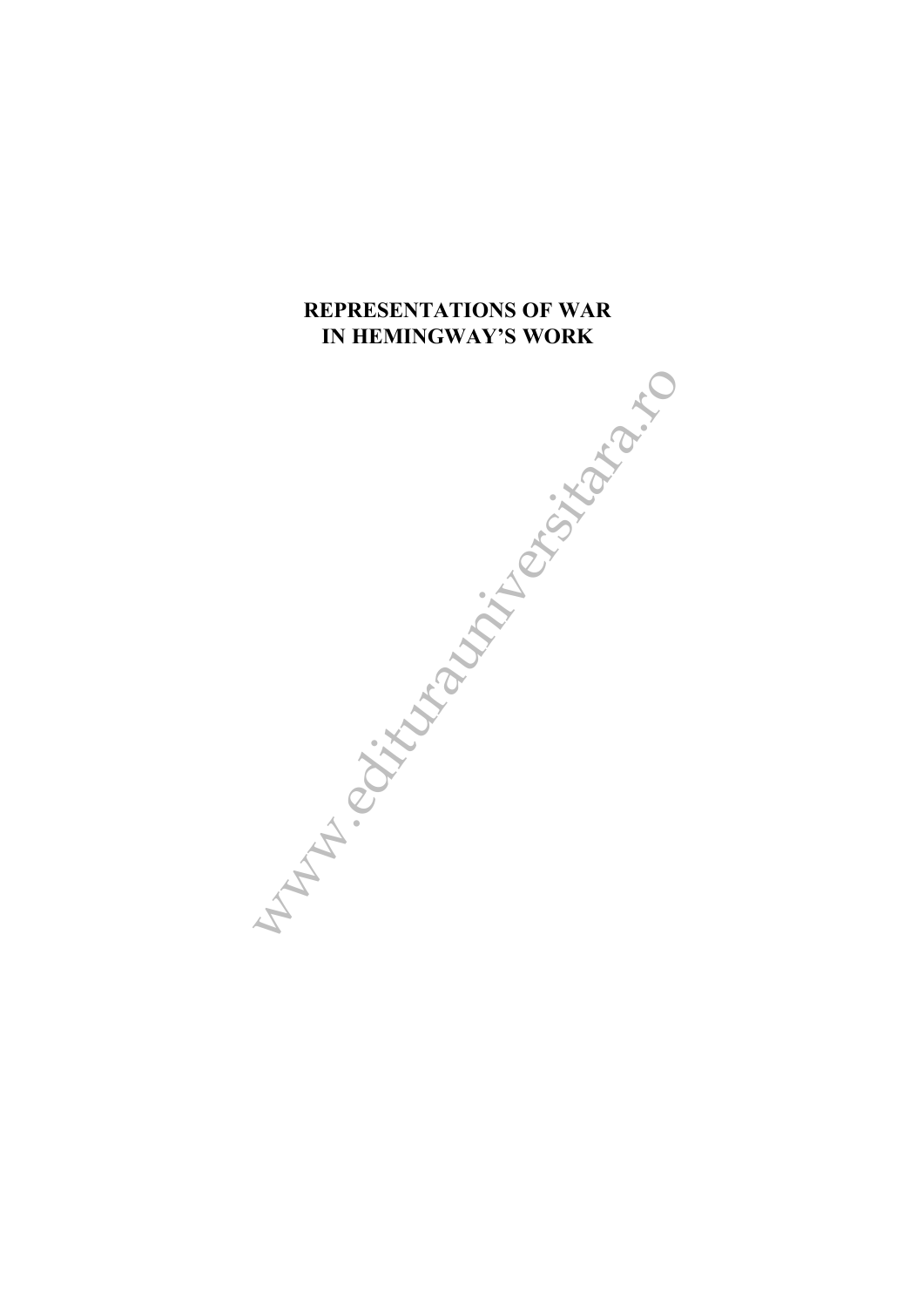# REPRESENTATIONS OF WAR IN HEMINGWAY'S WORK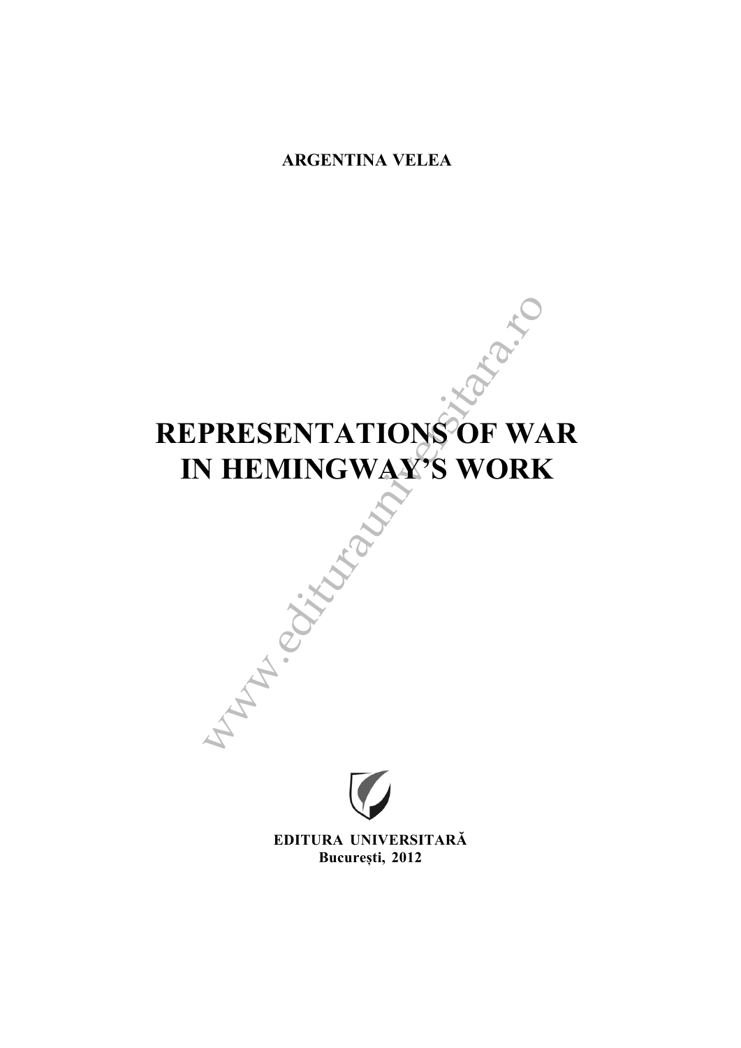**ARGENTINA VELEA**

# REPRESENTATIONS OF WAR IN HEMINGWAY'S WORK

**EDITURA UNIVERSITARĂ**
**București, 2012**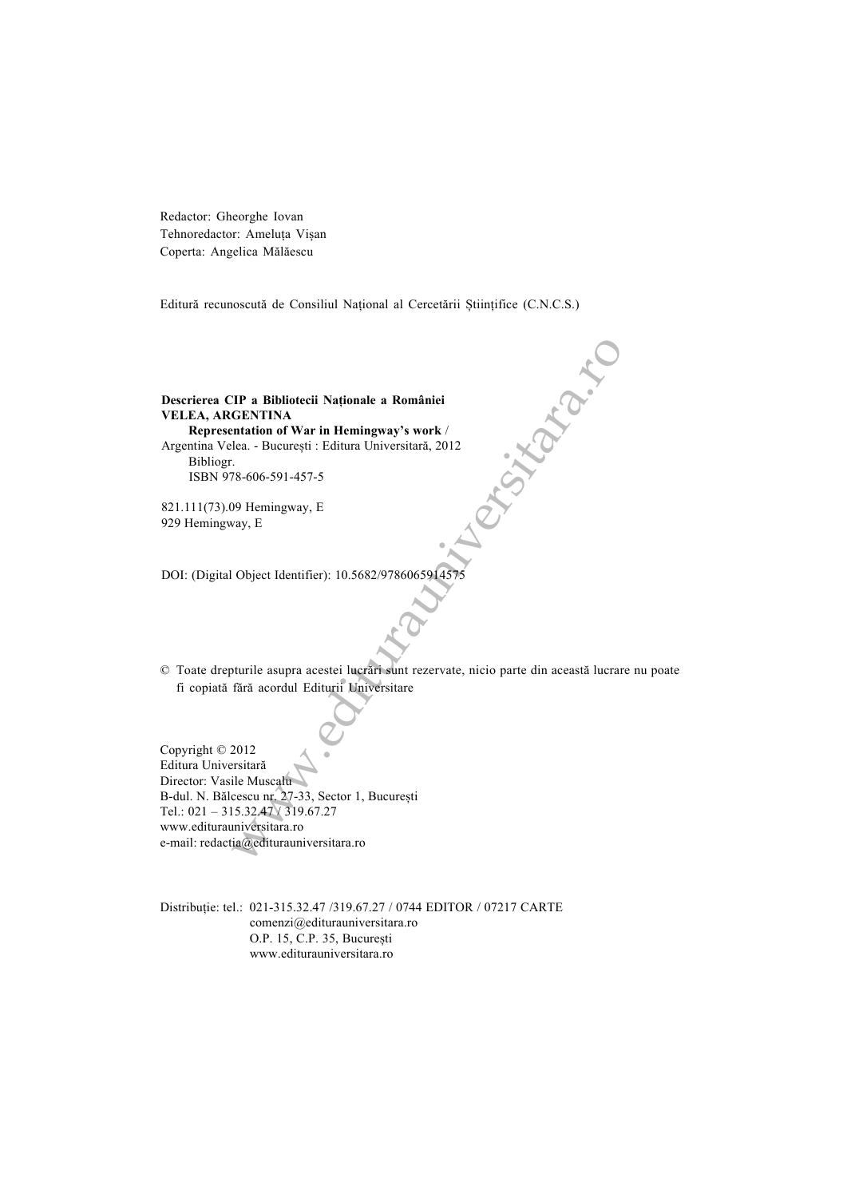Redactor: Gheorghe Iovan
Tehnoredactor: Ameluța Vișan
Coperta: Angelica Mălăescu

Editură recunoscută de Consiliul Național al Cercetării Științifice (C.N.C.S.)

**Descrierea CIP a Bibliotecii Naționale a României**
**VELEA, ARGENTINA**
**Representation of War in Hemingway's work** /
Argentina Velea. - București : Editura Universitară, 2012
Bibliogr.
ISBN 978-606-591-457-5

821.111(73).09 Hemingway, E
929 Hemingway, E

DOI: (Digital Object Identifier): 10.5682/9786065914575

© Toate drepturile asupra acestei lucrări sunt rezervate, nicio parte din această lucrare nu poate fi copiată fără acordul Editurii Universitare

Copyright © 2012
Editura Universitară
Director: Vasile Muscalu
B-dul. N. Bălcescu nr. 27-33, Sector 1, București
Tel.: 021 – 315.32.47 / 319.67.27
www.editurauniversitara.ro
e-mail: redactia@editurauniversitara.ro

Distribuție: tel.: 021-315.32.47 /319.67.27 / 0744 EDITOR / 07217 CARTE
comenzi@editurauniversitara.ro
O.P. 15, C.P. 35, București
www.editurauniversitara.ro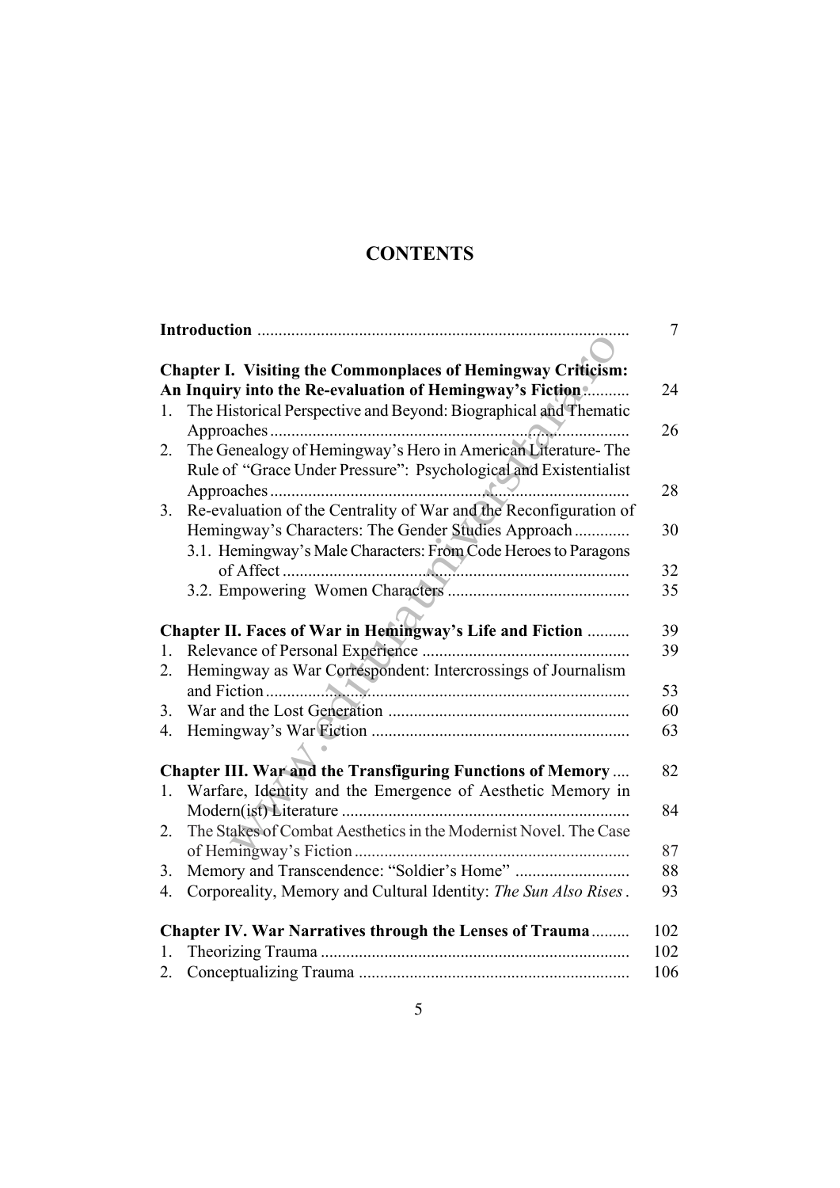# CONTENTS

| | |
|---|---|
| **Introduction** | 7 |
| **Chapter I. Visiting the Commonplaces of Hemingway Criticism: An Inquiry into the Re-evaluation of Hemingway's Fiction** | 24 |
| 1. The Historical Perspective and Beyond: Biographical and Thematic Approaches | 26 |
| 2. The Genealogy of Hemingway's Hero in American Literature- The Rule of "Grace Under Pressure": Psychological and Existentialist Approaches | 28 |
| 3. Re-evaluation of the Centrality of War and the Reconfiguration of Hemingway's Characters: The Gender Studies Approach | 30 |
| 3.1. Hemingway's Male Characters: From Code Heroes to Paragons of Affect | 32 |
| 3.2. Empowering Women Characters | 35 |
| **Chapter II. Faces of War in Hemingway's Life and Fiction** | 39 |
| 1. Relevance of Personal Experience | 39 |
| 2. Hemingway as War Correspondent: Intercrossings of Journalism and Fiction | 53 |
| 3. War and the Lost Generation | 60 |
| 4. Hemingway's War Fiction | 63 |
| **Chapter III. War and the Transfiguring Functions of Memory** | 82 |
| 1. Warfare, Identity and the Emergence of Aesthetic Memory in Modern(ist) Literature | 84 |
| 2. The Stakes of Combat Aesthetics in the Modernist Novel. The Case of Hemingway's Fiction | 87 |
| 3. Memory and Transcendence: "Soldier's Home" | 88 |
| 4. Corporeality, Memory and Cultural Identity: *The Sun Also Rises* | 93 |
| **Chapter IV. War Narratives through the Lenses of Trauma** | 102 |
| 1. Theorizing Trauma | 102 |
| 2. Conceptualizing Trauma | 106 |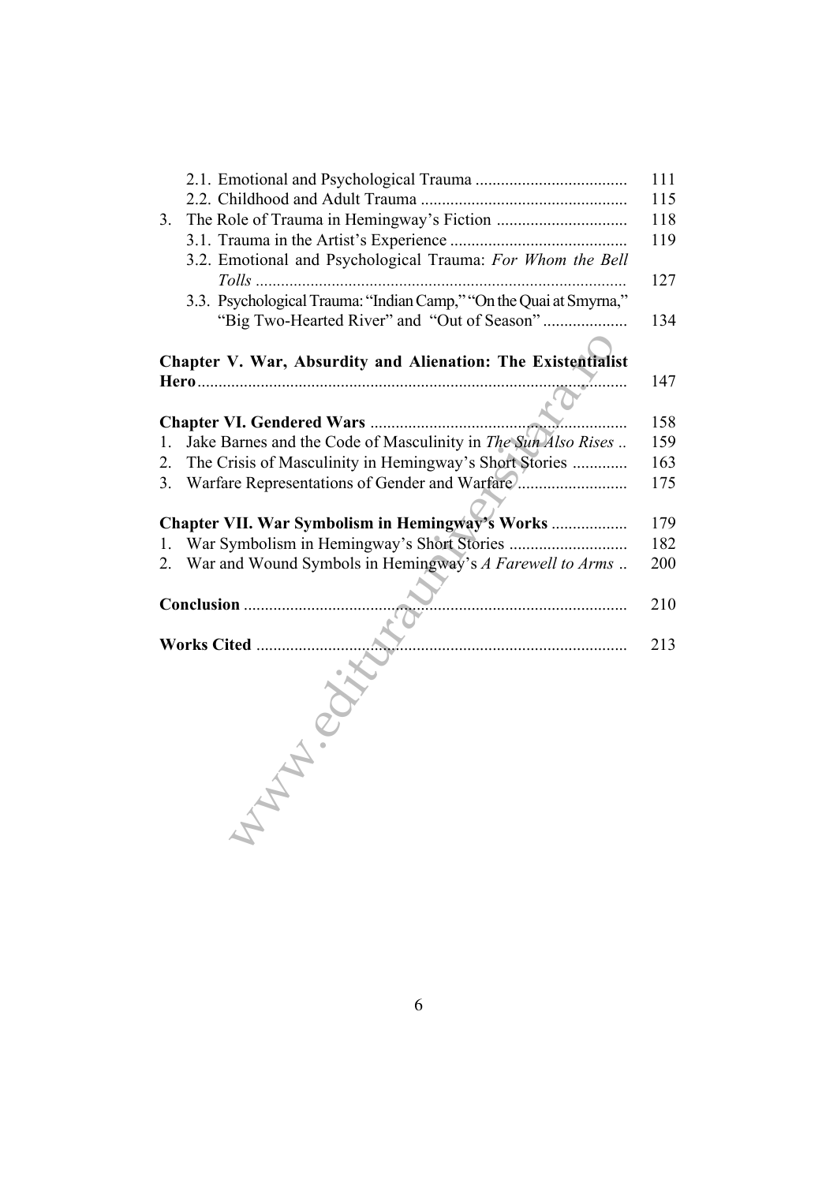2.1. Emotional and Psychological Trauma .................................... 111
2.2. Childhood and Adult Trauma ................................................ 115
3. The Role of Trauma in Hemingway's Fiction .............................. 118
3.1. Trauma in the Artist's Experience .......................................... 119
3.2. Emotional and Psychological Trauma: *For Whom the Bell Tolls* ........................................................................ 127
3.3. Psychological Trauma: "Indian Camp," "On the Quai at Smyrna," "Big Two-Hearted River" and "Out of Season" .................... 134

**Chapter V. War, Absurdity and Alienation: The Existentialist Hero** ...................................................................................... 147

**Chapter VI. Gendered Wars** ............................................................ 158
1. Jake Barnes and the Code of Masculinity in *The Sun Also Rises* .. 159
2. The Crisis of Masculinity in Hemingway's Short Stories ............ 163
3. Warfare Representations of Gender and Warfare ......................... 175

**Chapter VII. War Symbolism in Hemingway's Works** .................. 179
1. War Symbolism in Hemingway's Short Stories ........................... 182
2. War and Wound Symbols in Hemingway's *A Farewell to Arms* .. 200

**Conclusion** .......................................................................... 210

**Works Cited** ........................................................................ 213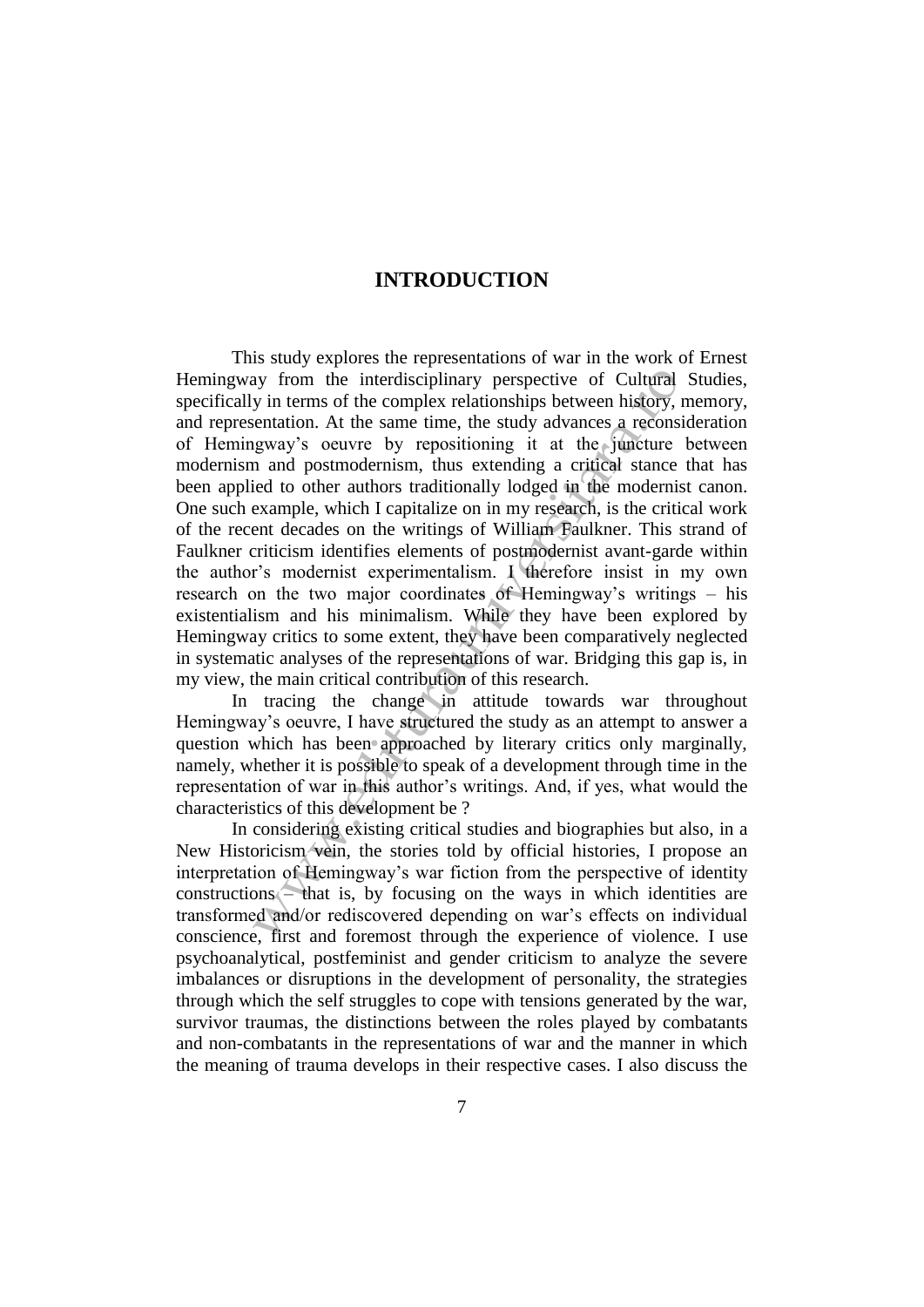# INTRODUCTION

This study explores the representations of war in the work of Ernest Hemingway from the interdisciplinary perspective of Cultural Studies, specifically in terms of the complex relationships between history, memory, and representation. At the same time, the study advances a reconsideration of Hemingway's oeuvre by repositioning it at the juncture between modernism and postmodernism, thus extending a critical stance that has been applied to other authors traditionally lodged in the modernist canon. One such example, which I capitalize on in my research, is the critical work of the recent decades on the writings of William Faulkner. This strand of Faulkner criticism identifies elements of postmodernist avant-garde within the author's modernist experimentalism. I therefore insist in my own research on the two major coordinates of Hemingway's writings – his existentialism and his minimalism. While they have been explored by Hemingway critics to some extent, they have been comparatively neglected in systematic analyses of the representations of war. Bridging this gap is, in my view, the main critical contribution of this research.

In tracing the change in attitude towards war throughout Hemingway's oeuvre, I have structured the study as an attempt to answer a question which has been approached by literary critics only marginally, namely, whether it is possible to speak of a development through time in the representation of war in this author's writings. And, if yes, what would the characteristics of this development be ?

In considering existing critical studies and biographies but also, in a New Historicism vein, the stories told by official histories, I propose an interpretation of Hemingway's war fiction from the perspective of identity constructions – that is, by focusing on the ways in which identities are transformed and/or rediscovered depending on war's effects on individual conscience, first and foremost through the experience of violence. I use psychoanalytical, postfeminist and gender criticism to analyze the severe imbalances or disruptions in the development of personality, the strategies through which the self struggles to cope with tensions generated by the war, survivor traumas, the distinctions between the roles played by combatants and non-combatants in the representations of war and the manner in which the meaning of trauma develops in their respective cases. I also discuss the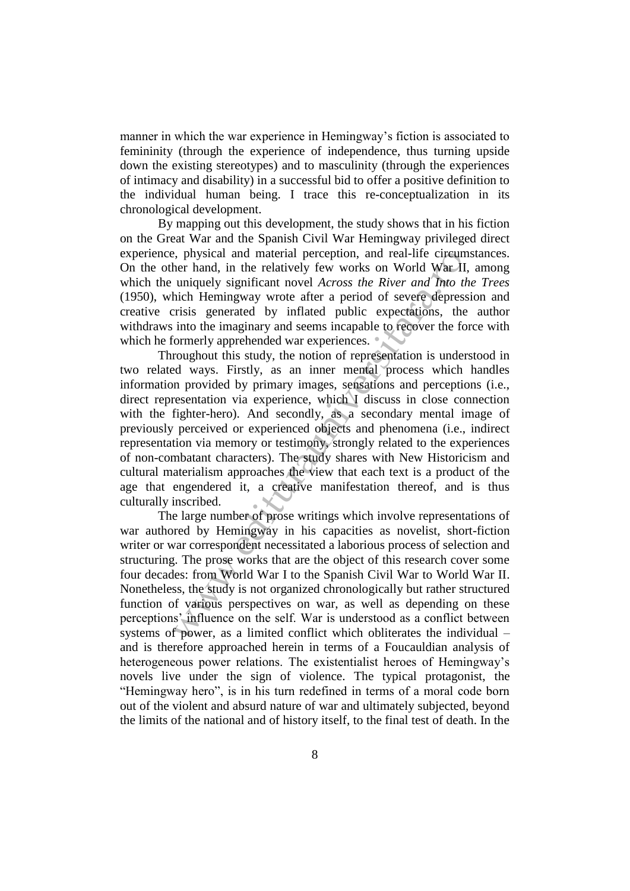manner in which the war experience in Hemingway's fiction is associated to femininity (through the experience of independence, thus turning upside down the existing stereotypes) and to masculinity (through the experiences of intimacy and disability) in a successful bid to offer a positive definition to the individual human being. I trace this re-conceptualization in its chronological development.

By mapping out this development, the study shows that in his fiction on the Great War and the Spanish Civil War Hemingway privileged direct experience, physical and material perception, and real-life circumstances. On the other hand, in the relatively few works on World War II, among which the uniquely significant novel *Across the River and Into the Trees* (1950), which Hemingway wrote after a period of severe depression and creative crisis generated by inflated public expectations, the author withdraws into the imaginary and seems incapable to recover the force with which he formerly apprehended war experiences.

Throughout this study, the notion of representation is understood in two related ways. Firstly, as an inner mental process which handles information provided by primary images, sensations and perceptions (i.e., direct representation via experience, which I discuss in close connection with the fighter-hero). And secondly, as a secondary mental image of previously perceived or experienced objects and phenomena (i.e., indirect representation via memory or testimony, strongly related to the experiences of non-combatant characters). The study shares with New Historicism and cultural materialism approaches the view that each text is a product of the age that engendered it, a creative manifestation thereof, and is thus culturally inscribed.

The large number of prose writings which involve representations of war authored by Hemingway in his capacities as novelist, short-fiction writer or war correspondent necessitated a laborious process of selection and structuring. The prose works that are the object of this research cover some four decades: from World War I to the Spanish Civil War to World War II. Nonetheless, the study is not organized chronologically but rather structured function of various perspectives on war, as well as depending on these perceptions' influence on the self. War is understood as a conflict between systems of power, as a limited conflict which obliterates the individual – and is therefore approached herein in terms of a Foucauldian analysis of heterogeneous power relations. The existentialist heroes of Hemingway's novels live under the sign of violence. The typical protagonist, the "Hemingway hero", is in his turn redefined in terms of a moral code born out of the violent and absurd nature of war and ultimately subjected, beyond the limits of the national and of history itself, to the final test of death. In the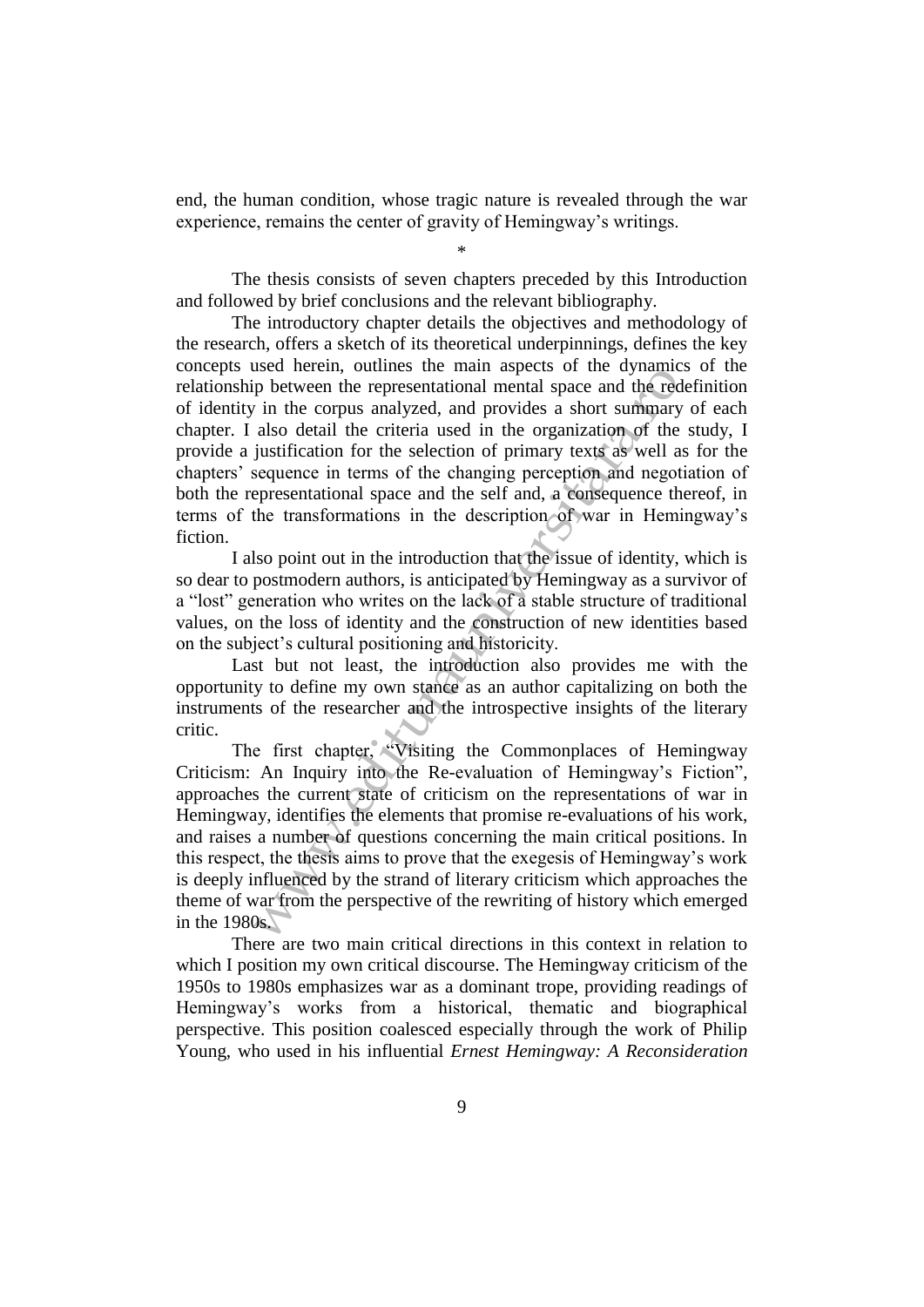end, the human condition, whose tragic nature is revealed through the war experience, remains the center of gravity of Hemingway's writings.

*

The thesis consists of seven chapters preceded by this Introduction and followed by brief conclusions and the relevant bibliography.

The introductory chapter details the objectives and methodology of the research, offers a sketch of its theoretical underpinnings, defines the key concepts used herein, outlines the main aspects of the dynamics of the relationship between the representational mental space and the redefinition of identity in the corpus analyzed, and provides a short summary of each chapter. I also detail the criteria used in the organization of the study, I provide a justification for the selection of primary texts as well as for the chapters' sequence in terms of the changing perception and negotiation of both the representational space and the self and, a consequence thereof, in terms of the transformations in the description of war in Hemingway's fiction.

I also point out in the introduction that the issue of identity, which is so dear to postmodern authors, is anticipated by Hemingway as a survivor of a "lost" generation who writes on the lack of a stable structure of traditional values, on the loss of identity and the construction of new identities based on the subject's cultural positioning and historicity.

Last but not least, the introduction also provides me with the opportunity to define my own stance as an author capitalizing on both the instruments of the researcher and the introspective insights of the literary critic.

The first chapter, "Visiting the Commonplaces of Hemingway Criticism: An Inquiry into the Re-evaluation of Hemingway's Fiction", approaches the current state of criticism on the representations of war in Hemingway, identifies the elements that promise re-evaluations of his work, and raises a number of questions concerning the main critical positions. In this respect, the thesis aims to prove that the exegesis of Hemingway's work is deeply influenced by the strand of literary criticism which approaches the theme of war from the perspective of the rewriting of history which emerged in the 1980s.

There are two main critical directions in this context in relation to which I position my own critical discourse. The Hemingway criticism of the 1950s to 1980s emphasizes war as a dominant trope, providing readings of Hemingway's works from a historical, thematic and biographical perspective. This position coalesced especially through the work of Philip Young, who used in his influential *Ernest Hemingway: A Reconsideration*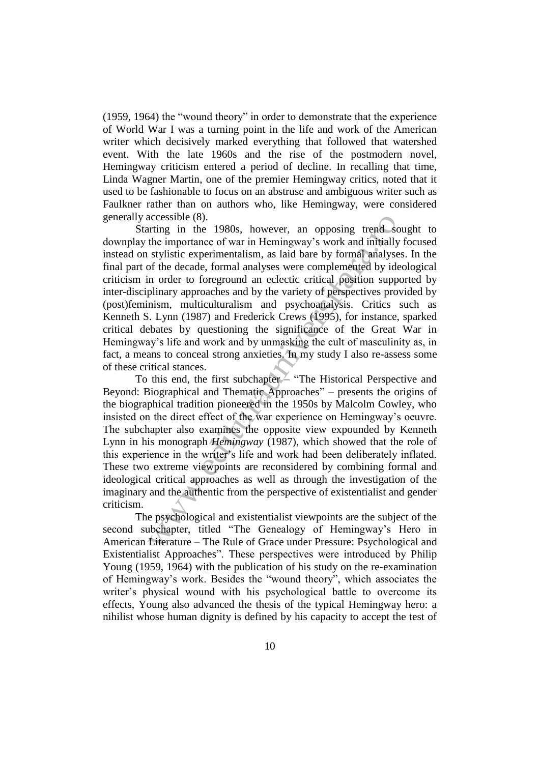(1959, 1964) the "wound theory" in order to demonstrate that the experience of World War I was a turning point in the life and work of the American writer which decisively marked everything that followed that watershed event. With the late 1960s and the rise of the postmodern novel, Hemingway criticism entered a period of decline. In recalling that time, Linda Wagner Martin, one of the premier Hemingway critics, noted that it used to be fashionable to focus on an abstruse and ambiguous writer such as Faulkner rather than on authors who, like Hemingway, were considered generally accessible (8).

Starting in the 1980s, however, an opposing trend sought to downplay the importance of war in Hemingway's work and initially focused instead on stylistic experimentalism, as laid bare by formal analyses. In the final part of the decade, formal analyses were complemented by ideological criticism in order to foreground an eclectic critical position supported by inter-disciplinary approaches and by the variety of perspectives provided by (post)feminism, multiculturalism and psychoanalysis. Critics such as Kenneth S. Lynn (1987) and Frederick Crews (1995), for instance, sparked critical debates by questioning the significance of the Great War in Hemingway's life and work and by unmasking the cult of masculinity as, in fact, a means to conceal strong anxieties. In my study I also re-assess some of these critical stances.

To this end, the first subchapter – "The Historical Perspective and Beyond: Biographical and Thematic Approaches" – presents the origins of the biographical tradition pioneered in the 1950s by Malcolm Cowley, who insisted on the direct effect of the war experience on Hemingway's oeuvre. The subchapter also examines the opposite view expounded by Kenneth Lynn in his monograph *Hemingway* (1987), which showed that the role of this experience in the writer's life and work had been deliberately inflated. These two extreme viewpoints are reconsidered by combining formal and ideological critical approaches as well as through the investigation of the imaginary and the authentic from the perspective of existentialist and gender criticism.

The psychological and existentialist viewpoints are the subject of the second subchapter, titled "The Genealogy of Hemingway's Hero in American Literature – The Rule of Grace under Pressure: Psychological and Existentialist Approaches". These perspectives were introduced by Philip Young (1959, 1964) with the publication of his study on the re-examination of Hemingway's work. Besides the "wound theory", which associates the writer's physical wound with his psychological battle to overcome its effects, Young also advanced the thesis of the typical Hemingway hero: a nihilist whose human dignity is defined by his capacity to accept the test of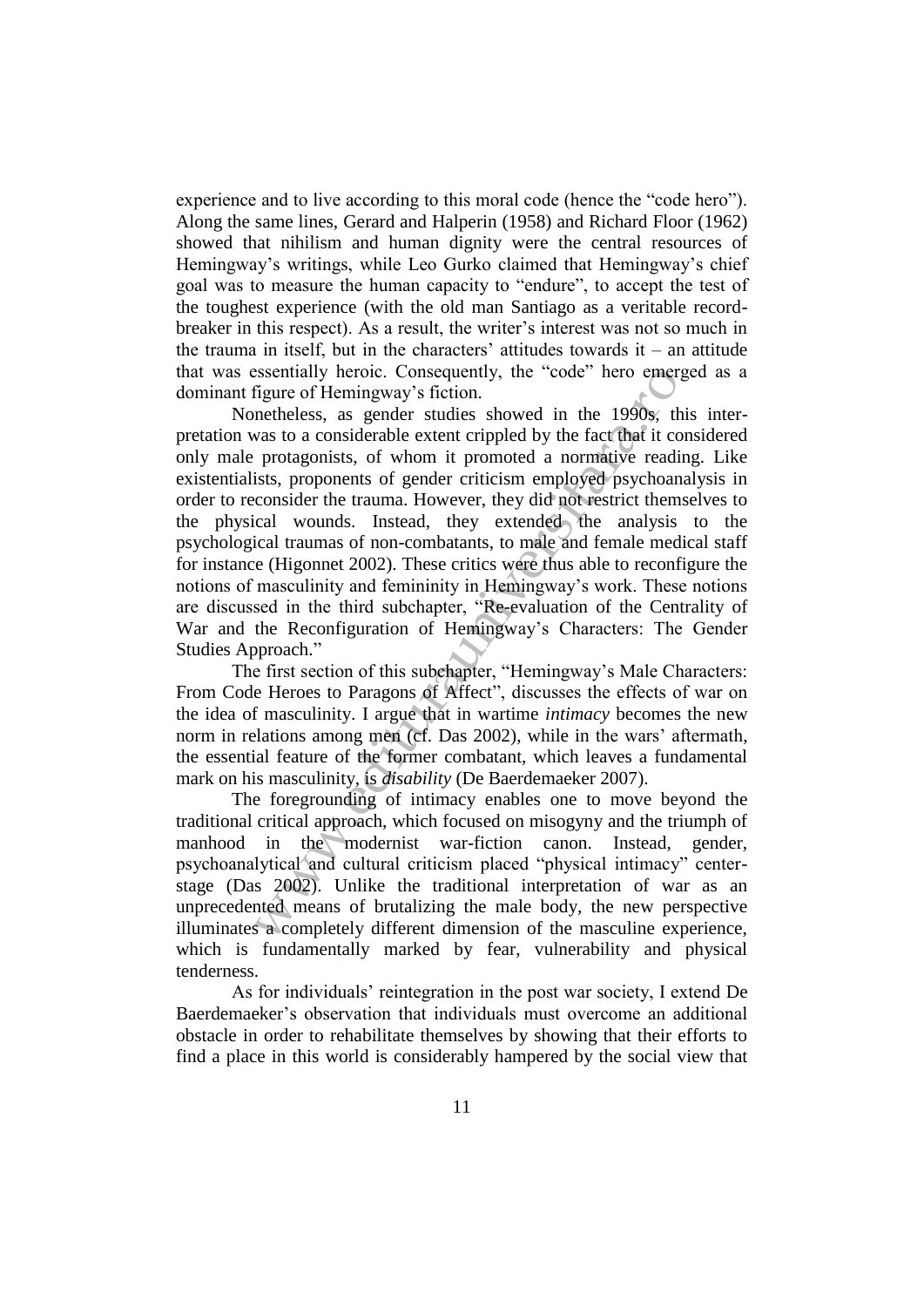experience and to live according to this moral code (hence the "code hero"). Along the same lines, Gerard and Halperin (1958) and Richard Floor (1962) showed that nihilism and human dignity were the central resources of Hemingway's writings, while Leo Gurko claimed that Hemingway's chief goal was to measure the human capacity to "endure", to accept the test of the toughest experience (with the old man Santiago as a veritable record-breaker in this respect). As a result, the writer's interest was not so much in the trauma in itself, but in the characters' attitudes towards it – an attitude that was essentially heroic. Consequently, the "code" hero emerged as a dominant figure of Hemingway's fiction.

Nonetheless, as gender studies showed in the 1990s, this interpretation was to a considerable extent crippled by the fact that it considered only male protagonists, of whom it promoted a normative reading. Like existentialists, proponents of gender criticism employed psychoanalysis in order to reconsider the trauma. However, they did not restrict themselves to the physical wounds. Instead, they extended the analysis to the psychological traumas of non-combatants, to male and female medical staff for instance (Higonnet 2002). These critics were thus able to reconfigure the notions of masculinity and femininity in Hemingway's work. These notions are discussed in the third subchapter, "Re-evaluation of the Centrality of War and the Reconfiguration of Hemingway's Characters: The Gender Studies Approach."

The first section of this subchapter, "Hemingway's Male Characters: From Code Heroes to Paragons of Affect", discusses the effects of war on the idea of masculinity. I argue that in wartime *intimacy* becomes the new norm in relations among men (cf. Das 2002), while in the wars' aftermath, the essential feature of the former combatant, which leaves a fundamental mark on his masculinity, is *disability* (De Baerdemaeker 2007).

The foregrounding of intimacy enables one to move beyond the traditional critical approach, which focused on misogyny and the triumph of manhood in the modernist war-fiction canon. Instead, gender, psychoanalytical and cultural criticism placed "physical intimacy" center-stage (Das 2002). Unlike the traditional interpretation of war as an unprecedented means of brutalizing the male body, the new perspective illuminates a completely different dimension of the masculine experience, which is fundamentally marked by fear, vulnerability and physical tenderness.

As for individuals' reintegration in the post war society, I extend De Baerdemaeker's observation that individuals must overcome an additional obstacle in order to rehabilitate themselves by showing that their efforts to find a place in this world is considerably hampered by the social view that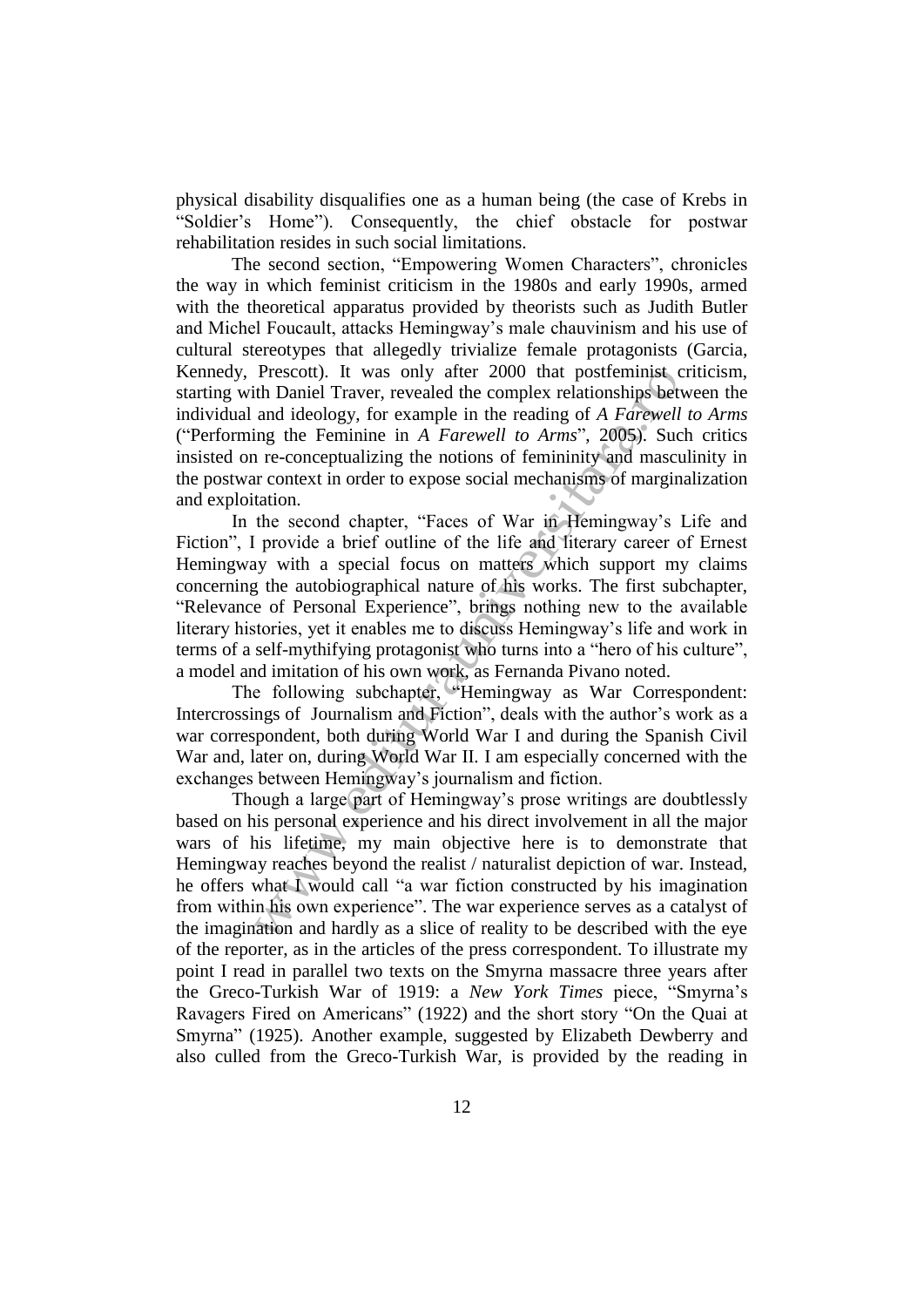physical disability disqualifies one as a human being (the case of Krebs in "Soldier's Home"). Consequently, the chief obstacle for postwar rehabilitation resides in such social limitations.

The second section, "Empowering Women Characters", chronicles the way in which feminist criticism in the 1980s and early 1990s, armed with the theoretical apparatus provided by theorists such as Judith Butler and Michel Foucault, attacks Hemingway's male chauvinism and his use of cultural stereotypes that allegedly trivialize female protagonists (Garcia, Kennedy, Prescott). It was only after 2000 that postfeminist criticism, starting with Daniel Traver, revealed the complex relationships between the individual and ideology, for example in the reading of *A Farewell to Arms* ("Performing the Feminine in *A Farewell to Arms*", 2005). Such critics insisted on re-conceptualizing the notions of femininity and masculinity in the postwar context in order to expose social mechanisms of marginalization and exploitation.

In the second chapter, "Faces of War in Hemingway's Life and Fiction", I provide a brief outline of the life and literary career of Ernest Hemingway with a special focus on matters which support my claims concerning the autobiographical nature of his works. The first subchapter, "Relevance of Personal Experience", brings nothing new to the available literary histories, yet it enables me to discuss Hemingway's life and work in terms of a self-mythifying protagonist who turns into a "hero of his culture", a model and imitation of his own work, as Fernanda Pivano noted.

The following subchapter, "Hemingway as War Correspondent: Intercrossings of Journalism and Fiction", deals with the author's work as a war correspondent, both during World War I and during the Spanish Civil War and, later on, during World War II. I am especially concerned with the exchanges between Hemingway's journalism and fiction.

Though a large part of Hemingway's prose writings are doubtlessly based on his personal experience and his direct involvement in all the major wars of his lifetime, my main objective here is to demonstrate that Hemingway reaches beyond the realist / naturalist depiction of war. Instead, he offers what I would call "a war fiction constructed by his imagination from within his own experience". The war experience serves as a catalyst of the imagination and hardly as a slice of reality to be described with the eye of the reporter, as in the articles of the press correspondent. To illustrate my point I read in parallel two texts on the Smyrna massacre three years after the Greco-Turkish War of 1919: a *New York Times* piece, "Smyrna's Ravagers Fired on Americans" (1922) and the short story "On the Quai at Smyrna" (1925). Another example, suggested by Elizabeth Dewberry and also culled from the Greco-Turkish War, is provided by the reading in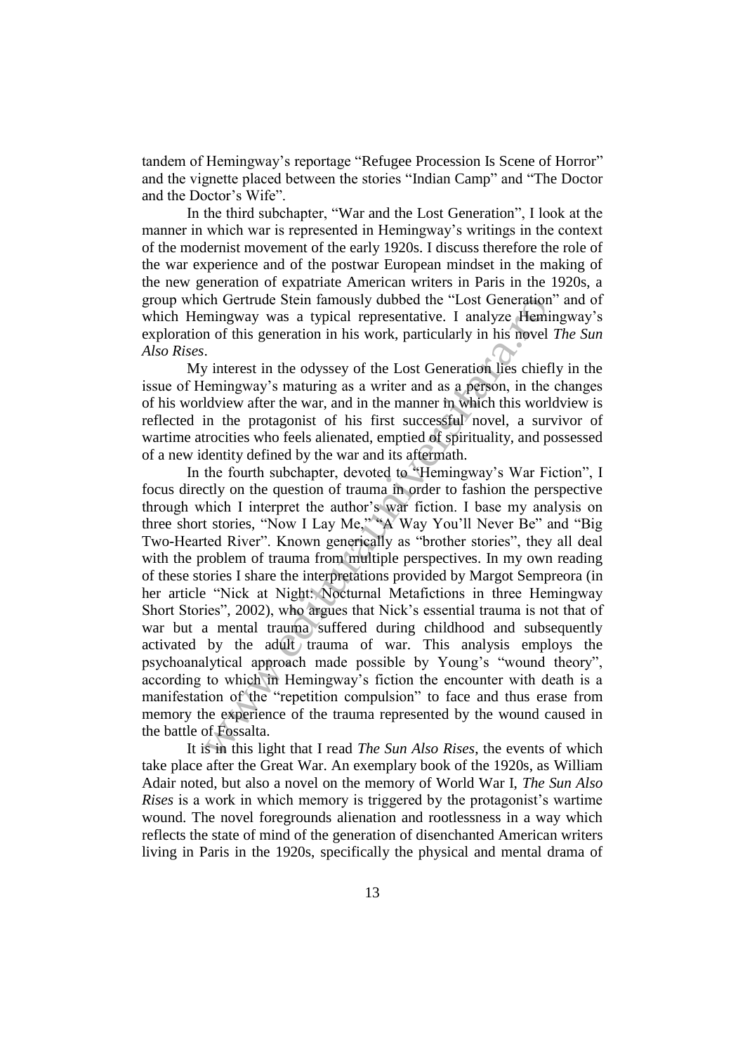tandem of Hemingway's reportage "Refugee Procession Is Scene of Horror" and the vignette placed between the stories "Indian Camp" and "The Doctor and the Doctor's Wife".

In the third subchapter, "War and the Lost Generation", I look at the manner in which war is represented in Hemingway's writings in the context of the modernist movement of the early 1920s. I discuss therefore the role of the war experience and of the postwar European mindset in the making of the new generation of expatriate American writers in Paris in the 1920s, a group which Gertrude Stein famously dubbed the "Lost Generation" and of which Hemingway was a typical representative. I analyze Hemingway's exploration of this generation in his work, particularly in his novel *The Sun Also Rises*.

My interest in the odyssey of the Lost Generation lies chiefly in the issue of Hemingway's maturing as a writer and as a person, in the changes of his worldview after the war, and in the manner in which this worldview is reflected in the protagonist of his first successful novel, a survivor of wartime atrocities who feels alienated, emptied of spirituality, and possessed of a new identity defined by the war and its aftermath.

In the fourth subchapter, devoted to "Hemingway's War Fiction", I focus directly on the question of trauma in order to fashion the perspective through which I interpret the author's war fiction. I base my analysis on three short stories, "Now I Lay Me," "A Way You'll Never Be" and "Big Two-Hearted River". Known generically as "brother stories", they all deal with the problem of trauma from multiple perspectives. In my own reading of these stories I share the interpretations provided by Margot Sempreora (in her article "Nick at Night: Nocturnal Metafictions in three Hemingway Short Stories", 2002), who argues that Nick's essential trauma is not that of war but a mental trauma suffered during childhood and subsequently activated by the adult trauma of war. This analysis employs the psychoanalytical approach made possible by Young's "wound theory", according to which in Hemingway's fiction the encounter with death is a manifestation of the "repetition compulsion" to face and thus erase from memory the experience of the trauma represented by the wound caused in the battle of Fossalta.

It is in this light that I read *The Sun Also Rises*, the events of which take place after the Great War. An exemplary book of the 1920s, as William Adair noted, but also a novel on the memory of World War I, *The Sun Also Rises* is a work in which memory is triggered by the protagonist's wartime wound. The novel foregrounds alienation and rootlessness in a way which reflects the state of mind of the generation of disenchanted American writers living in Paris in the 1920s, specifically the physical and mental drama of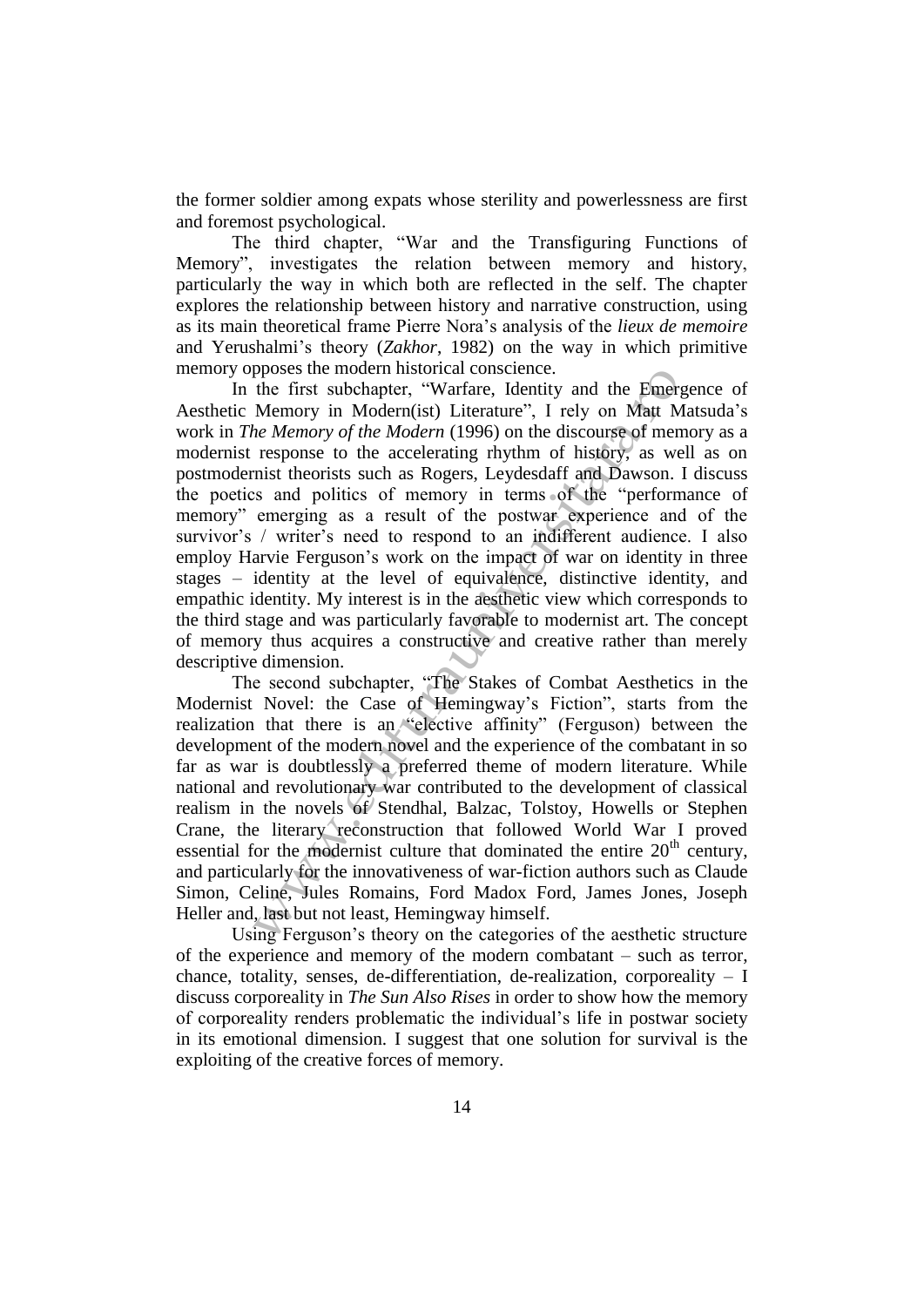the former soldier among expats whose sterility and powerlessness are first and foremost psychological.

The third chapter, "War and the Transfiguring Functions of Memory", investigates the relation between memory and history, particularly the way in which both are reflected in the self. The chapter explores the relationship between history and narrative construction, using as its main theoretical frame Pierre Nora's analysis of the *lieux de memoire* and Yerushalmi's theory (*Zakhor*, 1982) on the way in which primitive memory opposes the modern historical conscience.

In the first subchapter, "Warfare, Identity and the Emergence of Aesthetic Memory in Modern(ist) Literature", I rely on Matt Matsuda's work in *The Memory of the Modern* (1996) on the discourse of memory as a modernist response to the accelerating rhythm of history, as well as on postmodernist theorists such as Rogers, Leydesdaff and Dawson. I discuss the poetics and politics of memory in terms of the "performance of memory" emerging as a result of the postwar experience and of the survivor's / writer's need to respond to an indifferent audience. I also employ Harvie Ferguson's work on the impact of war on identity in three stages – identity at the level of equivalence, distinctive identity, and empathic identity. My interest is in the aesthetic view which corresponds to the third stage and was particularly favorable to modernist art. The concept of memory thus acquires a constructive and creative rather than merely descriptive dimension.

The second subchapter, "The Stakes of Combat Aesthetics in the Modernist Novel: the Case of Hemingway's Fiction", starts from the realization that there is an "elective affinity" (Ferguson) between the development of the modern novel and the experience of the combatant in so far as war is doubtlessly a preferred theme of modern literature. While national and revolutionary war contributed to the development of classical realism in the novels of Stendhal, Balzac, Tolstoy, Howells or Stephen Crane, the literary reconstruction that followed World War I proved essential for the modernist culture that dominated the entire 20th century, and particularly for the innovativeness of war-fiction authors such as Claude Simon, Celine, Jules Romains, Ford Madox Ford, James Jones, Joseph Heller and, last but not least, Hemingway himself.

Using Ferguson's theory on the categories of the aesthetic structure of the experience and memory of the modern combatant – such as terror, chance, totality, senses, de-differentiation, de-realization, corporeality – I discuss corporeality in *The Sun Also Rises* in order to show how the memory of corporeality renders problematic the individual's life in postwar society in its emotional dimension. I suggest that one solution for survival is the exploiting of the creative forces of memory.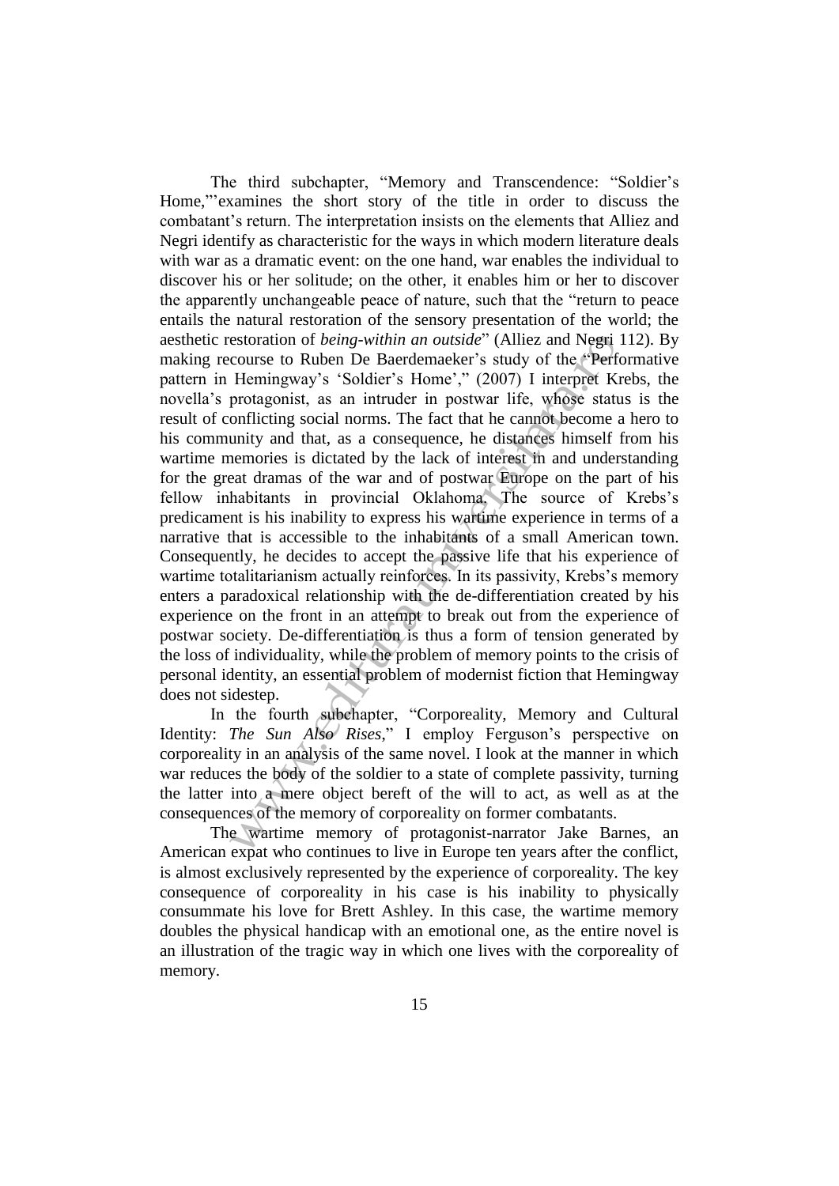The third subchapter, "Memory and Transcendence: "Soldier's Home,"'examines the short story of the title in order to discuss the combatant's return. The interpretation insists on the elements that Alliez and Negri identify as characteristic for the ways in which modern literature deals with war as a dramatic event: on the one hand, war enables the individual to discover his or her solitude; on the other, it enables him or her to discover the apparently unchangeable peace of nature, such that the "return to peace entails the natural restoration of the sensory presentation of the world; the aesthetic restoration of *being-within an outside*" (Alliez and Negri 112). By making recourse to Ruben De Baerdemaeker's study of the "Performative pattern in Hemingway's 'Soldier's Home'," (2007) I interpret Krebs, the novella's protagonist, as an intruder in postwar life, whose status is the result of conflicting social norms. The fact that he cannot become a hero to his community and that, as a consequence, he distances himself from his wartime memories is dictated by the lack of interest in and understanding for the great dramas of the war and of postwar Europe on the part of his fellow inhabitants in provincial Oklahoma. The source of Krebs's predicament is his inability to express his wartime experience in terms of a narrative that is accessible to the inhabitants of a small American town. Consequently, he decides to accept the passive life that his experience of wartime totalitarianism actually reinforces. In its passivity, Krebs's memory enters a paradoxical relationship with the de-differentiation created by his experience on the front in an attempt to break out from the experience of postwar society. De-differentiation is thus a form of tension generated by the loss of individuality, while the problem of memory points to the crisis of personal identity, an essential problem of modernist fiction that Hemingway does not sidestep.

In the fourth subchapter, "Corporeality, Memory and Cultural Identity: *The Sun Also Rises*," I employ Ferguson's perspective on corporeality in an analysis of the same novel. I look at the manner in which war reduces the body of the soldier to a state of complete passivity, turning the latter into a mere object bereft of the will to act, as well as at the consequences of the memory of corporeality on former combatants.

The wartime memory of protagonist-narrator Jake Barnes, an American expat who continues to live in Europe ten years after the conflict, is almost exclusively represented by the experience of corporeality. The key consequence of corporeality in his case is his inability to physically consummate his love for Brett Ashley. In this case, the wartime memory doubles the physical handicap with an emotional one, as the entire novel is an illustration of the tragic way in which one lives with the corporeality of memory.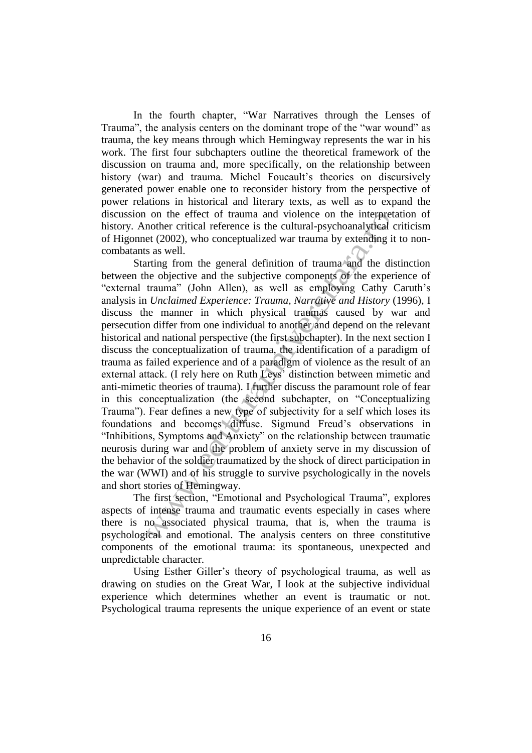In the fourth chapter, "War Narratives through the Lenses of Trauma", the analysis centers on the dominant trope of the "war wound" as trauma, the key means through which Hemingway represents the war in his work. The first four subchapters outline the theoretical framework of the discussion on trauma and, more specifically, on the relationship between history (war) and trauma. Michel Foucault's theories on discursively generated power enable one to reconsider history from the perspective of power relations in historical and literary texts, as well as to expand the discussion on the effect of trauma and violence on the interpretation of history. Another critical reference is the cultural-psychoanalytical criticism of Higonnet (2002), who conceptualized war trauma by extending it to non-combatants as well.

Starting from the general definition of trauma and the distinction between the objective and the subjective components of the experience of "external trauma" (John Allen), as well as employing Cathy Caruth's analysis in *Unclaimed Experience: Trauma, Narrative and History* (1996), I discuss the manner in which physical traumas caused by war and persecution differ from one individual to another and depend on the relevant historical and national perspective (the first subchapter). In the next section I discuss the conceptualization of trauma, the identification of a paradigm of trauma as failed experience and of a paradigm of violence as the result of an external attack. (I rely here on Ruth Leys' distinction between mimetic and anti-mimetic theories of trauma). I further discuss the paramount role of fear in this conceptualization (the second subchapter, on "Conceptualizing Trauma"). Fear defines a new type of subjectivity for a self which loses its foundations and becomes diffuse. Sigmund Freud's observations in "Inhibitions, Symptoms and Anxiety" on the relationship between traumatic neurosis during war and the problem of anxiety serve in my discussion of the behavior of the soldier traumatized by the shock of direct participation in the war (WWI) and of his struggle to survive psychologically in the novels and short stories of Hemingway.

The first section, "Emotional and Psychological Trauma", explores aspects of intense trauma and traumatic events especially in cases where there is no associated physical trauma, that is, when the trauma is psychological and emotional. The analysis centers on three constitutive components of the emotional trauma: its spontaneous, unexpected and unpredictable character.

Using Esther Giller's theory of psychological trauma, as well as drawing on studies on the Great War, I look at the subjective individual experience which determines whether an event is traumatic or not. Psychological trauma represents the unique experience of an event or state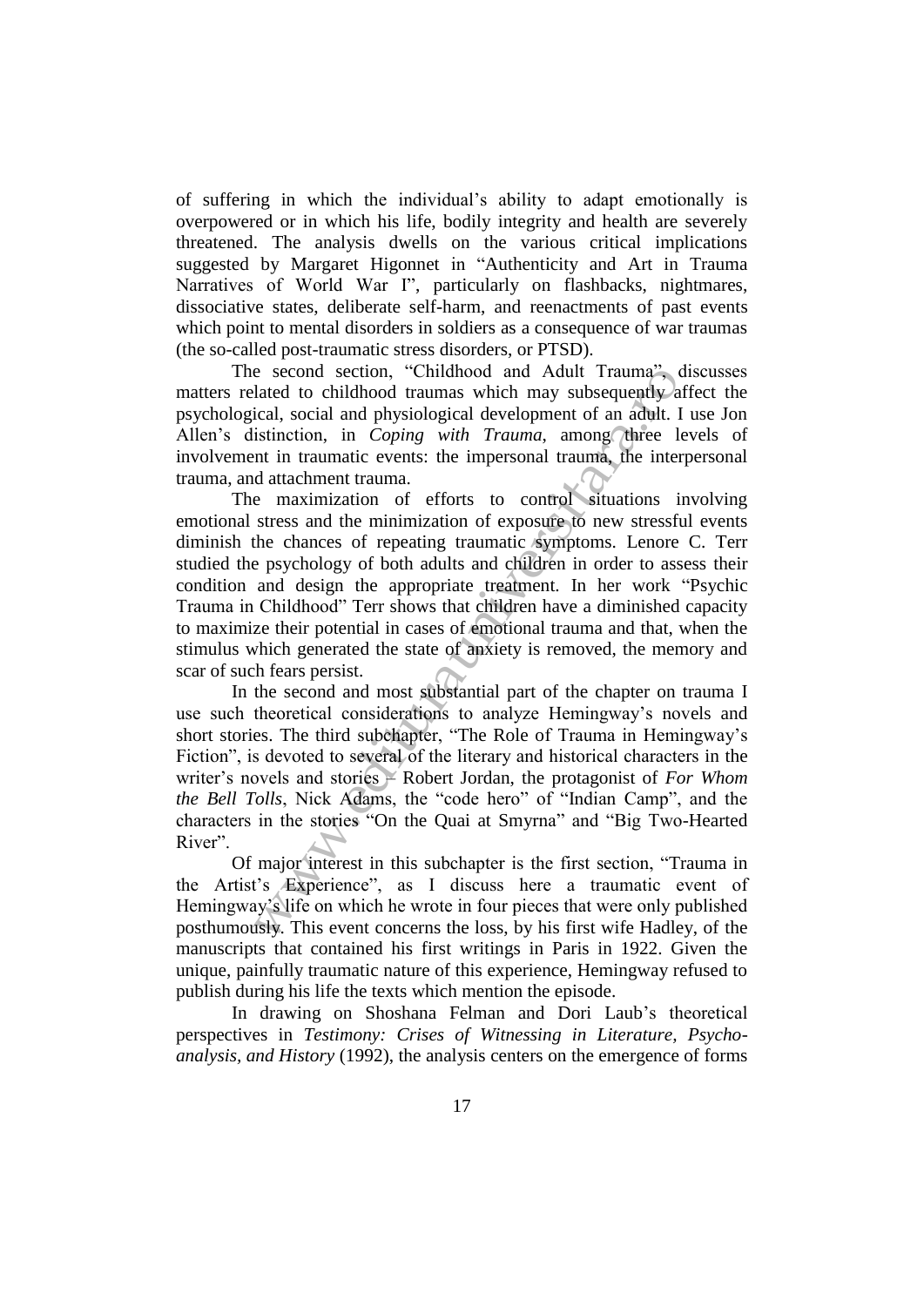of suffering in which the individual's ability to adapt emotionally is overpowered or in which his life, bodily integrity and health are severely threatened. The analysis dwells on the various critical implications suggested by Margaret Higonnet in "Authenticity and Art in Trauma Narratives of World War I", particularly on flashbacks, nightmares, dissociative states, deliberate self-harm, and reenactments of past events which point to mental disorders in soldiers as a consequence of war traumas (the so-called post-traumatic stress disorders, or PTSD).

The second section, "Childhood and Adult Trauma", discusses matters related to childhood traumas which may subsequently affect the psychological, social and physiological development of an adult. I use Jon Allen's distinction, in *Coping with Trauma*, among three levels of involvement in traumatic events: the impersonal trauma, the interpersonal trauma, and attachment trauma.

The maximization of efforts to control situations involving emotional stress and the minimization of exposure to new stressful events diminish the chances of repeating traumatic symptoms. Lenore C. Terr studied the psychology of both adults and children in order to assess their condition and design the appropriate treatment. In her work "Psychic Trauma in Childhood" Terr shows that children have a diminished capacity to maximize their potential in cases of emotional trauma and that, when the stimulus which generated the state of anxiety is removed, the memory and scar of such fears persist.

In the second and most substantial part of the chapter on trauma I use such theoretical considerations to analyze Hemingway's novels and short stories. The third subchapter, "The Role of Trauma in Hemingway's Fiction", is devoted to several of the literary and historical characters in the writer's novels and stories – Robert Jordan, the protagonist of *For Whom the Bell Tolls*, Nick Adams, the "code hero" of "Indian Camp", and the characters in the stories "On the Quai at Smyrna" and "Big Two-Hearted River".

Of major interest in this subchapter is the first section, "Trauma in the Artist's Experience", as I discuss here a traumatic event of Hemingway's life on which he wrote in four pieces that were only published posthumously. This event concerns the loss, by his first wife Hadley, of the manuscripts that contained his first writings in Paris in 1922. Given the unique, painfully traumatic nature of this experience, Hemingway refused to publish during his life the texts which mention the episode.

In drawing on Shoshana Felman and Dori Laub's theoretical perspectives in *Testimony: Crises of Witnessing in Literature, Psycho-analysis, and History* (1992), the analysis centers on the emergence of forms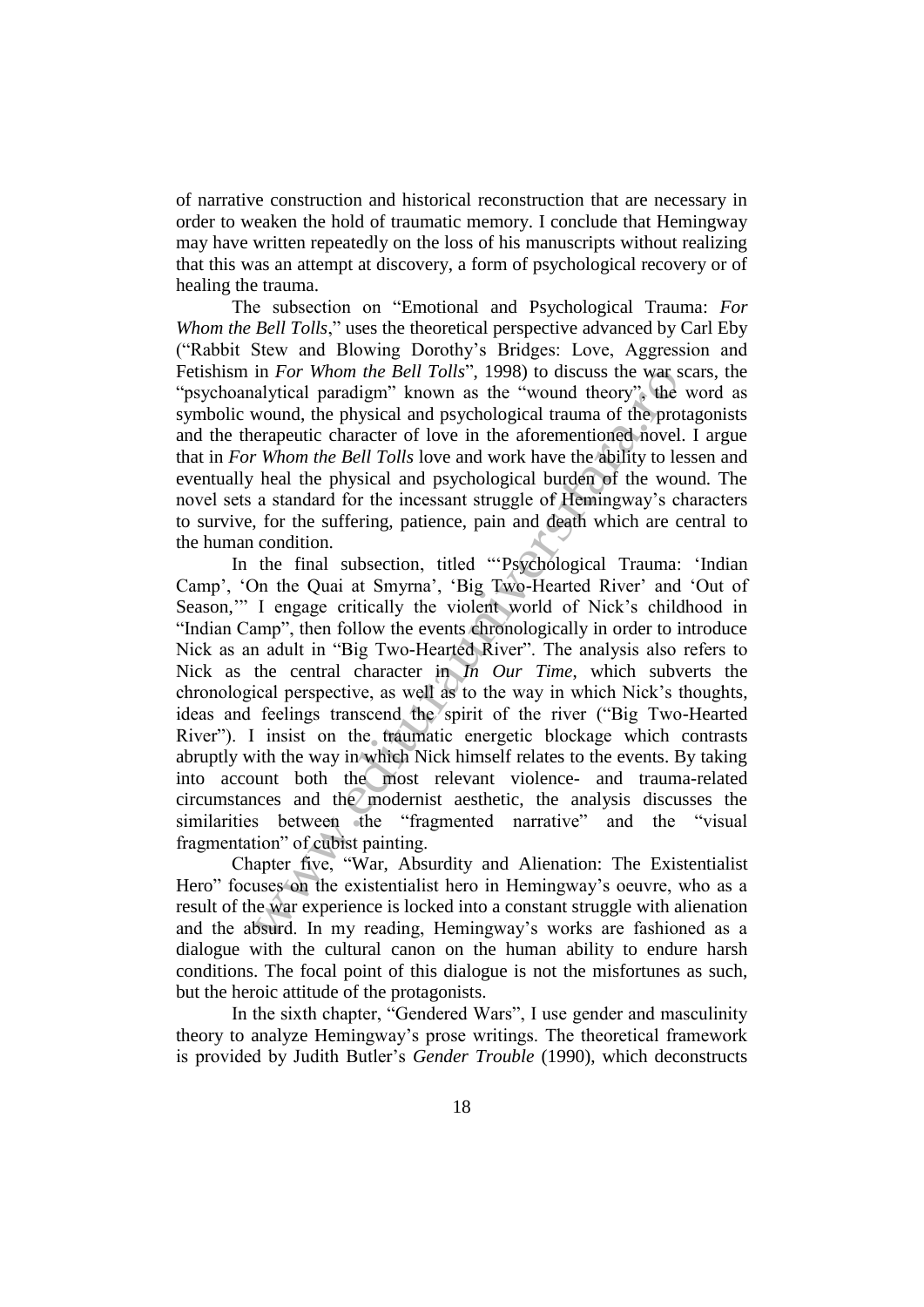of narrative construction and historical reconstruction that are necessary in order to weaken the hold of traumatic memory. I conclude that Hemingway may have written repeatedly on the loss of his manuscripts without realizing that this was an attempt at discovery, a form of psychological recovery or of healing the trauma.

The subsection on "Emotional and Psychological Trauma: *For Whom the Bell Tolls*," uses the theoretical perspective advanced by Carl Eby ("Rabbit Stew and Blowing Dorothy's Bridges: Love, Aggression and Fetishism in *For Whom the Bell Tolls*", 1998) to discuss the war scars, the "psychoanalytical paradigm" known as the "wound theory", the word as symbolic wound, the physical and psychological trauma of the protagonists and the therapeutic character of love in the aforementioned novel. I argue that in *For Whom the Bell Tolls* love and work have the ability to lessen and eventually heal the physical and psychological burden of the wound. The novel sets a standard for the incessant struggle of Hemingway's characters to survive, for the suffering, patience, pain and death which are central to the human condition.

In the final subsection, titled "'Psychological Trauma: 'Indian Camp', 'On the Quai at Smyrna', 'Big Two-Hearted River' and 'Out of Season,'" I engage critically the violent world of Nick's childhood in "Indian Camp", then follow the events chronologically in order to introduce Nick as an adult in "Big Two-Hearted River". The analysis also refers to Nick as the central character in *In Our Time*, which subverts the chronological perspective, as well as to the way in which Nick's thoughts, ideas and feelings transcend the spirit of the river ("Big Two-Hearted River"). I insist on the traumatic energetic blockage which contrasts abruptly with the way in which Nick himself relates to the events. By taking into account both the most relevant violence- and trauma-related circumstances and the modernist aesthetic, the analysis discusses the similarities between the "fragmented narrative" and the "visual fragmentation" of cubist painting.

Chapter five, "War, Absurdity and Alienation: The Existentialist Hero" focuses on the existentialist hero in Hemingway's oeuvre, who as a result of the war experience is locked into a constant struggle with alienation and the absurd. In my reading, Hemingway's works are fashioned as a dialogue with the cultural canon on the human ability to endure harsh conditions. The focal point of this dialogue is not the misfortunes as such, but the heroic attitude of the protagonists.

In the sixth chapter, "Gendered Wars", I use gender and masculinity theory to analyze Hemingway's prose writings. The theoretical framework is provided by Judith Butler's *Gender Trouble* (1990), which deconstructs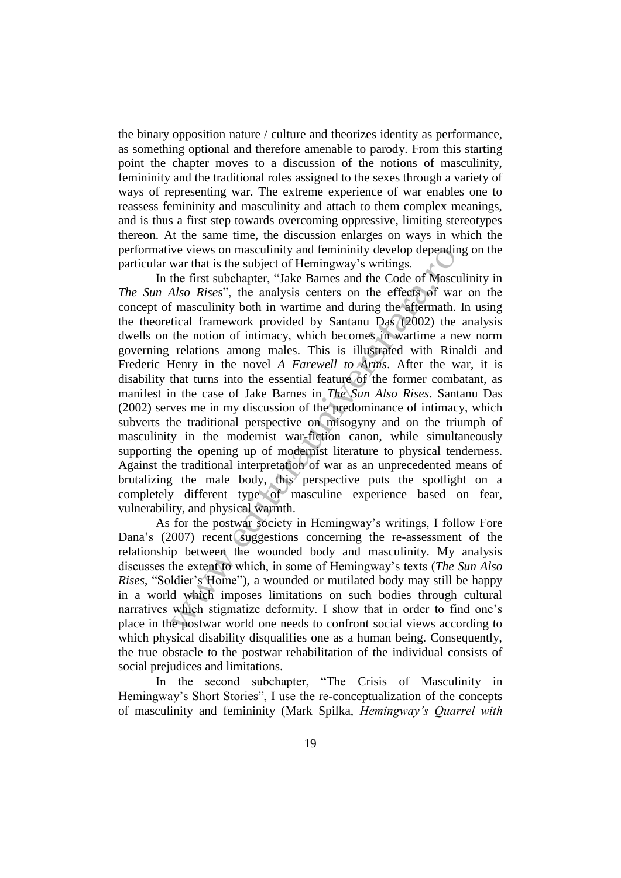the binary opposition nature / culture and theorizes identity as performance, as something optional and therefore amenable to parody. From this starting point the chapter moves to a discussion of the notions of masculinity, femininity and the traditional roles assigned to the sexes through a variety of ways of representing war. The extreme experience of war enables one to reassess femininity and masculinity and attach to them complex meanings, and is thus a first step towards overcoming oppressive, limiting stereotypes thereon. At the same time, the discussion enlarges on ways in which the performative views on masculinity and femininity develop depending on the particular war that is the subject of Hemingway's writings.

In the first subchapter, "Jake Barnes and the Code of Masculinity in *The Sun Also Rises*", the analysis centers on the effects of war on the concept of masculinity both in wartime and during the aftermath. In using the theoretical framework provided by Santanu Das (2002) the analysis dwells on the notion of intimacy, which becomes in wartime a new norm governing relations among males. This is illustrated with Rinaldi and Frederic Henry in the novel *A Farewell to Arms*. After the war, it is disability that turns into the essential feature of the former combatant, as manifest in the case of Jake Barnes in *The Sun Also Rises*. Santanu Das (2002) serves me in my discussion of the predominance of intimacy, which subverts the traditional perspective on misogyny and on the triumph of masculinity in the modernist war-fiction canon, while simultaneously supporting the opening up of modernist literature to physical tenderness. Against the traditional interpretation of war as an unprecedented means of brutalizing the male body, this perspective puts the spotlight on a completely different type of masculine experience based on fear, vulnerability, and physical warmth.

As for the postwar society in Hemingway's writings, I follow Fore Dana's (2007) recent suggestions concerning the re-assessment of the relationship between the wounded body and masculinity. My analysis discusses the extent to which, in some of Hemingway's texts (*The Sun Also Rises*, "Soldier's Home"), a wounded or mutilated body may still be happy in a world which imposes limitations on such bodies through cultural narratives which stigmatize deformity. I show that in order to find one's place in the postwar world one needs to confront social views according to which physical disability disqualifies one as a human being. Consequently, the true obstacle to the postwar rehabilitation of the individual consists of social prejudices and limitations.

In the second subchapter, "The Crisis of Masculinity in Hemingway's Short Stories", I use the re-conceptualization of the concepts of masculinity and femininity (Mark Spilka, *Hemingway's Quarrel with*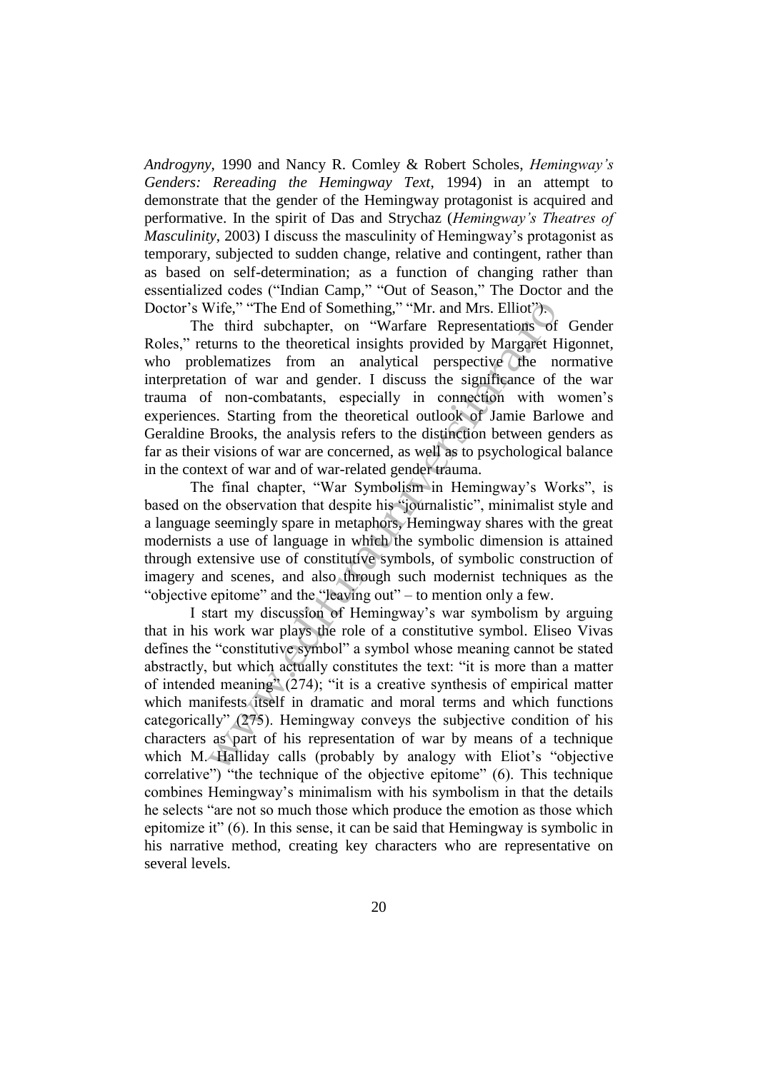*Androgyny*, 1990 and Nancy R. Comley & Robert Scholes, *Hemingway's Genders: Rereading the Hemingway Text*, 1994) in an attempt to demonstrate that the gender of the Hemingway protagonist is acquired and performative. In the spirit of Das and Strychaz (*Hemingway's Theatres of Masculinity*, 2003) I discuss the masculinity of Hemingway's protagonist as temporary, subjected to sudden change, relative and contingent, rather than as based on self-determination; as a function of changing rather than essentialized codes ("Indian Camp," "Out of Season," The Doctor and the Doctor's Wife," "The End of Something," "Mr. and Mrs. Elliot").

The third subchapter, on "Warfare Representations of Gender Roles," returns to the theoretical insights provided by Margaret Higonnet, who problematizes from an analytical perspective the normative interpretation of war and gender. I discuss the significance of the war trauma of non-combatants, especially in connection with women's experiences. Starting from the theoretical outlook of Jamie Barlowe and Geraldine Brooks, the analysis refers to the distinction between genders as far as their visions of war are concerned, as well as to psychological balance in the context of war and of war-related gender trauma.

The final chapter, "War Symbolism in Hemingway's Works", is based on the observation that despite his "journalistic", minimalist style and a language seemingly spare in metaphors, Hemingway shares with the great modernists a use of language in which the symbolic dimension is attained through extensive use of constitutive symbols, of symbolic construction of imagery and scenes, and also through such modernist techniques as the "objective epitome" and the "leaving out" – to mention only a few.

I start my discussion of Hemingway's war symbolism by arguing that in his work war plays the role of a constitutive symbol. Eliseo Vivas defines the "constitutive symbol" a symbol whose meaning cannot be stated abstractly, but which actually constitutes the text: "it is more than a matter of intended meaning" (274); "it is a creative synthesis of empirical matter which manifests itself in dramatic and moral terms and which functions categorically" (275). Hemingway conveys the subjective condition of his characters as part of his representation of war by means of a technique which M. Halliday calls (probably by analogy with Eliot's "objective correlative") "the technique of the objective epitome" (6). This technique combines Hemingway's minimalism with his symbolism in that the details he selects "are not so much those which produce the emotion as those which epitomize it" (6). In this sense, it can be said that Hemingway is symbolic in his narrative method, creating key characters who are representative on several levels.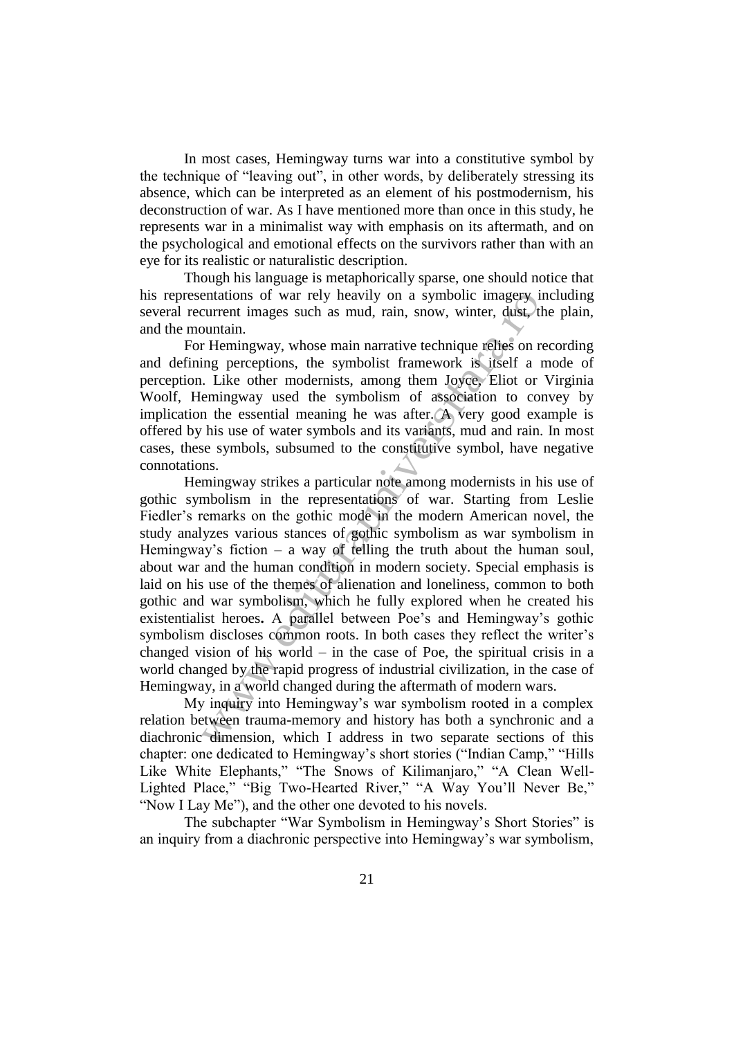In most cases, Hemingway turns war into a constitutive symbol by the technique of "leaving out", in other words, by deliberately stressing its absence, which can be interpreted as an element of his postmodernism, his deconstruction of war. As I have mentioned more than once in this study, he represents war in a minimalist way with emphasis on its aftermath, and on the psychological and emotional effects on the survivors rather than with an eye for its realistic or naturalistic description.

Though his language is metaphorically sparse, one should notice that his representations of war rely heavily on a symbolic imagery including several recurrent images such as mud, rain, snow, winter, dust, the plain, and the mountain.

For Hemingway, whose main narrative technique relies on recording and defining perceptions, the symbolist framework is itself a mode of perception. Like other modernists, among them Joyce, Eliot or Virginia Woolf, Hemingway used the symbolism of association to convey by implication the essential meaning he was after. A very good example is offered by his use of water symbols and its variants, mud and rain. In most cases, these symbols, subsumed to the constitutive symbol, have negative connotations.

Hemingway strikes a particular note among modernists in his use of gothic symbolism in the representations of war. Starting from Leslie Fiedler's remarks on the gothic mode in the modern American novel, the study analyzes various stances of gothic symbolism as war symbolism in Hemingway's fiction – a way of telling the truth about the human soul, about war and the human condition in modern society. Special emphasis is laid on his use of the themes of alienation and loneliness, common to both gothic and war symbolism, which he fully explored when he created his existentialist heroes**.** A parallel between Poe's and Hemingway's gothic symbolism discloses common roots. In both cases they reflect the writer's changed vision of his world – in the case of Poe, the spiritual crisis in a world changed by the rapid progress of industrial civilization, in the case of Hemingway, in a world changed during the aftermath of modern wars.

My inquiry into Hemingway's war symbolism rooted in a complex relation between trauma-memory and history has both a synchronic and a diachronic dimension, which I address in two separate sections of this chapter: one dedicated to Hemingway's short stories ("Indian Camp," "Hills Like White Elephants," "The Snows of Kilimanjaro," "A Clean Well-Lighted Place," "Big Two-Hearted River," "A Way You'll Never Be," "Now I Lay Me"), and the other one devoted to his novels.

The subchapter "War Symbolism in Hemingway's Short Stories" is an inquiry from a diachronic perspective into Hemingway's war symbolism,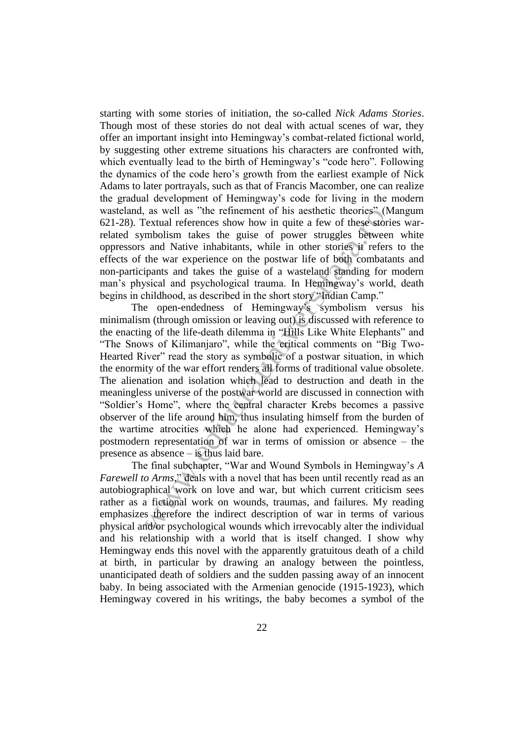starting with some stories of initiation, the so-called *Nick Adams Stories*. Though most of these stories do not deal with actual scenes of war, they offer an important insight into Hemingway's combat-related fictional world, by suggesting other extreme situations his characters are confronted with, which eventually lead to the birth of Hemingway's "code hero". Following the dynamics of the code hero's growth from the earliest example of Nick Adams to later portrayals, such as that of Francis Macomber, one can realize the gradual development of Hemingway's code for living in the modern wasteland, as well as "the refinement of his aesthetic theories" (Mangum 621-28). Textual references show how in quite a few of these stories war-related symbolism takes the guise of power struggles between white oppressors and Native inhabitants, while in other stories it refers to the effects of the war experience on the postwar life of both combatants and non-participants and takes the guise of a wasteland standing for modern man's physical and psychological trauma. In Hemingway's world, death begins in childhood, as described in the short story "Indian Camp."

The open-endedness of Hemingway's symbolism versus his minimalism (through omission or leaving out) is discussed with reference to the enacting of the life-death dilemma in "Hills Like White Elephants" and "The Snows of Kilimanjaro", while the critical comments on "Big Two-Hearted River" read the story as symbolic of a postwar situation, in which the enormity of the war effort renders all forms of traditional value obsolete. The alienation and isolation which lead to destruction and death in the meaningless universe of the postwar world are discussed in connection with "Soldier's Home", where the central character Krebs becomes a passive observer of the life around him, thus insulating himself from the burden of the wartime atrocities which he alone had experienced. Hemingway's postmodern representation of war in terms of omission or absence – the presence as absence – is thus laid bare.

The final subchapter, "War and Wound Symbols in Hemingway's *A Farewell to Arms*," deals with a novel that has been until recently read as an autobiographical work on love and war, but which current criticism sees rather as a fictional work on wounds, traumas, and failures. My reading emphasizes therefore the indirect description of war in terms of various physical and/or psychological wounds which irrevocably alter the individual and his relationship with a world that is itself changed. I show why Hemingway ends this novel with the apparently gratuitous death of a child at birth, in particular by drawing an analogy between the pointless, unanticipated death of soldiers and the sudden passing away of an innocent baby. In being associated with the Armenian genocide (1915-1923), which Hemingway covered in his writings, the baby becomes a symbol of the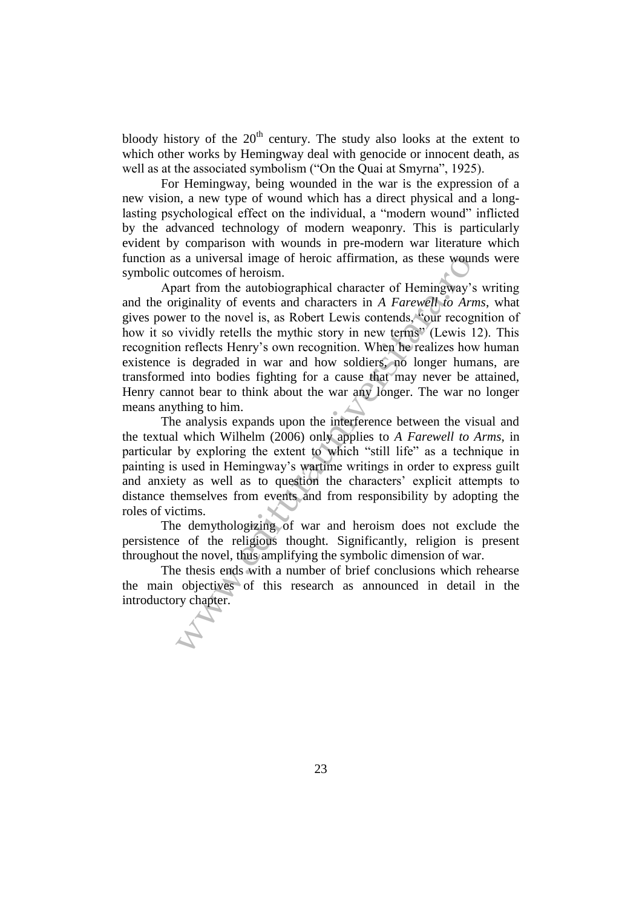bloody history of the 20th century. The study also looks at the extent to which other works by Hemingway deal with genocide or innocent death, as well as at the associated symbolism ("On the Quai at Smyrna", 1925).

For Hemingway, being wounded in the war is the expression of a new vision, a new type of wound which has a direct physical and a long-lasting psychological effect on the individual, a "modern wound" inflicted by the advanced technology of modern weaponry. This is particularly evident by comparison with wounds in pre-modern war literature which function as a universal image of heroic affirmation, as these wounds were symbolic outcomes of heroism.

Apart from the autobiographical character of Hemingway's writing and the originality of events and characters in *A Farewell to Arms*, what gives power to the novel is, as Robert Lewis contends, "our recognition of how it so vividly retells the mythic story in new terms" (Lewis 12). This recognition reflects Henry's own recognition. When he realizes how human existence is degraded in war and how soldiers, no longer humans, are transformed into bodies fighting for a cause that may never be attained, Henry cannot bear to think about the war any longer. The war no longer means anything to him.

The analysis expands upon the interference between the visual and the textual which Wilhelm (2006) only applies to *A Farewell to Arms*, in particular by exploring the extent to which "still life" as a technique in painting is used in Hemingway's wartime writings in order to express guilt and anxiety as well as to question the characters' explicit attempts to distance themselves from events and from responsibility by adopting the roles of victims.

The demythologizing of war and heroism does not exclude the persistence of the religious thought. Significantly, religion is present throughout the novel, thus amplifying the symbolic dimension of war.

The thesis ends with a number of brief conclusions which rehearse the main objectives of this research as announced in detail in the introductory chapter.